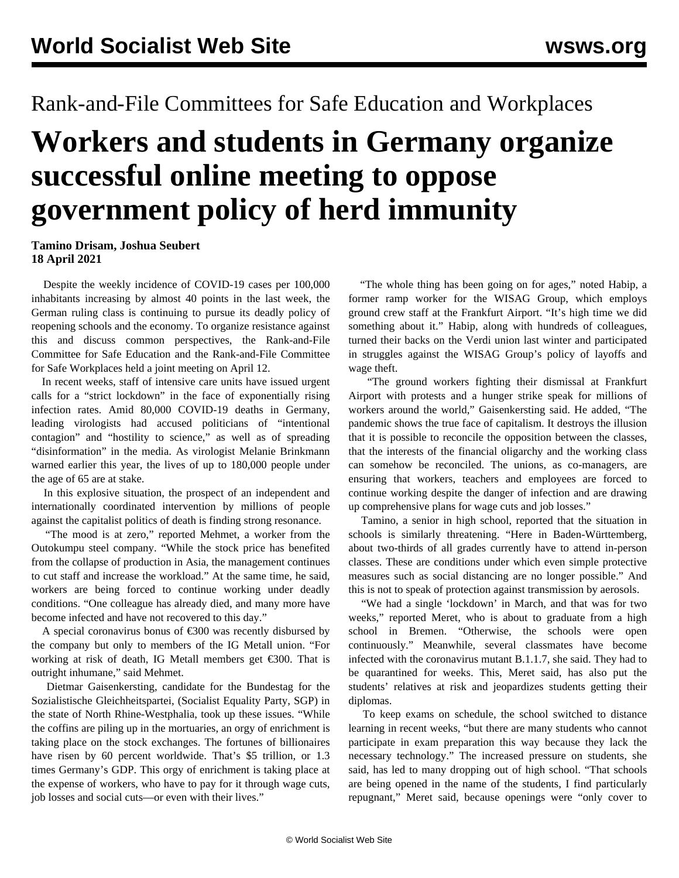Rank-and-File Committees for Safe Education and Workplaces

# Workers and students in Germany organize successful online meeting to oppose government policy of herd immunity

**Tamino Drisam, Joshua Seubert**
**18 April 2021**

Despite the weekly incidence of COVID-19 cases per 100,000 inhabitants increasing by almost 40 points in the last week, the German ruling class is continuing to pursue its deadly policy of reopening schools and the economy. To organize resistance against this and discuss common perspectives, the Rank-and-File Committee for Safe Education and the Rank-and-File Committee for Safe Workplaces held a joint meeting on April 12.

In recent weeks, staff of intensive care units have issued urgent calls for a "strict lockdown" in the face of exponentially rising infection rates. Amid 80,000 COVID-19 deaths in Germany, leading virologists had accused politicians of "intentional contagion" and "hostility to science," as well as of spreading "disinformation" in the media. As virologist Melanie Brinkmann warned earlier this year, the lives of up to 180,000 people under the age of 65 are at stake.

In this explosive situation, the prospect of an independent and internationally coordinated intervention by millions of people against the capitalist politics of death is finding strong resonance.

"The mood is at zero," reported Mehmet, a worker from the Outokumpu steel company. "While the stock price has benefited from the collapse of production in Asia, the management continues to cut staff and increase the workload." At the same time, he said, workers are being forced to continue working under deadly conditions. "One colleague has already died, and many more have become infected and have not recovered to this day."

A special coronavirus bonus of €300 was recently disbursed by the company but only to members of the IG Metall union. "For working at risk of death, IG Metall members get €300. That is outright inhumane," said Mehmet.

Dietmar Gaisenkersting, candidate for the Bundestag for the Sozialistische Gleichheitspartei, (Socialist Equality Party, SGP) in the state of North Rhine-Westphalia, took up these issues. "While the coffins are piling up in the mortuaries, an orgy of enrichment is taking place on the stock exchanges. The fortunes of billionaires have risen by 60 percent worldwide. That's $5 trillion, or 1.3 times Germany's GDP. This orgy of enrichment is taking place at the expense of workers, who have to pay for it through wage cuts, job losses and social cuts—or even with their lives."

"The whole thing has been going on for ages," noted Habip, a former ramp worker for the WISAG Group, which employs ground crew staff at the Frankfurt Airport. "It's high time we did something about it." Habip, along with hundreds of colleagues, turned their backs on the Verdi union last winter and participated in struggles against the WISAG Group's policy of layoffs and wage theft.

"The ground workers fighting their dismissal at Frankfurt Airport with protests and a hunger strike speak for millions of workers around the world," Gaisenkersting said. He added, "The pandemic shows the true face of capitalism. It destroys the illusion that it is possible to reconcile the opposition between the classes, that the interests of the financial oligarchy and the working class can somehow be reconciled. The unions, as co-managers, are ensuring that workers, teachers and employees are forced to continue working despite the danger of infection and are drawing up comprehensive plans for wage cuts and job losses."

Tamino, a senior in high school, reported that the situation in schools is similarly threatening. "Here in Baden-Württemberg, about two-thirds of all grades currently have to attend in-person classes. These are conditions under which even simple protective measures such as social distancing are no longer possible." And this is not to speak of protection against transmission by aerosols.

"We had a single 'lockdown' in March, and that was for two weeks," reported Meret, who is about to graduate from a high school in Bremen. "Otherwise, the schools were open continuously." Meanwhile, several classmates have become infected with the coronavirus mutant B.1.1.7, she said. They had to be quarantined for weeks. This, Meret said, has also put the students' relatives at risk and jeopardizes students getting their diplomas.

To keep exams on schedule, the school switched to distance learning in recent weeks, "but there are many students who cannot participate in exam preparation this way because they lack the necessary technology." The increased pressure on students, she said, has led to many dropping out of high school. "That schools are being opened in the name of the students, I find particularly repugnant," Meret said, because openings were "only cover to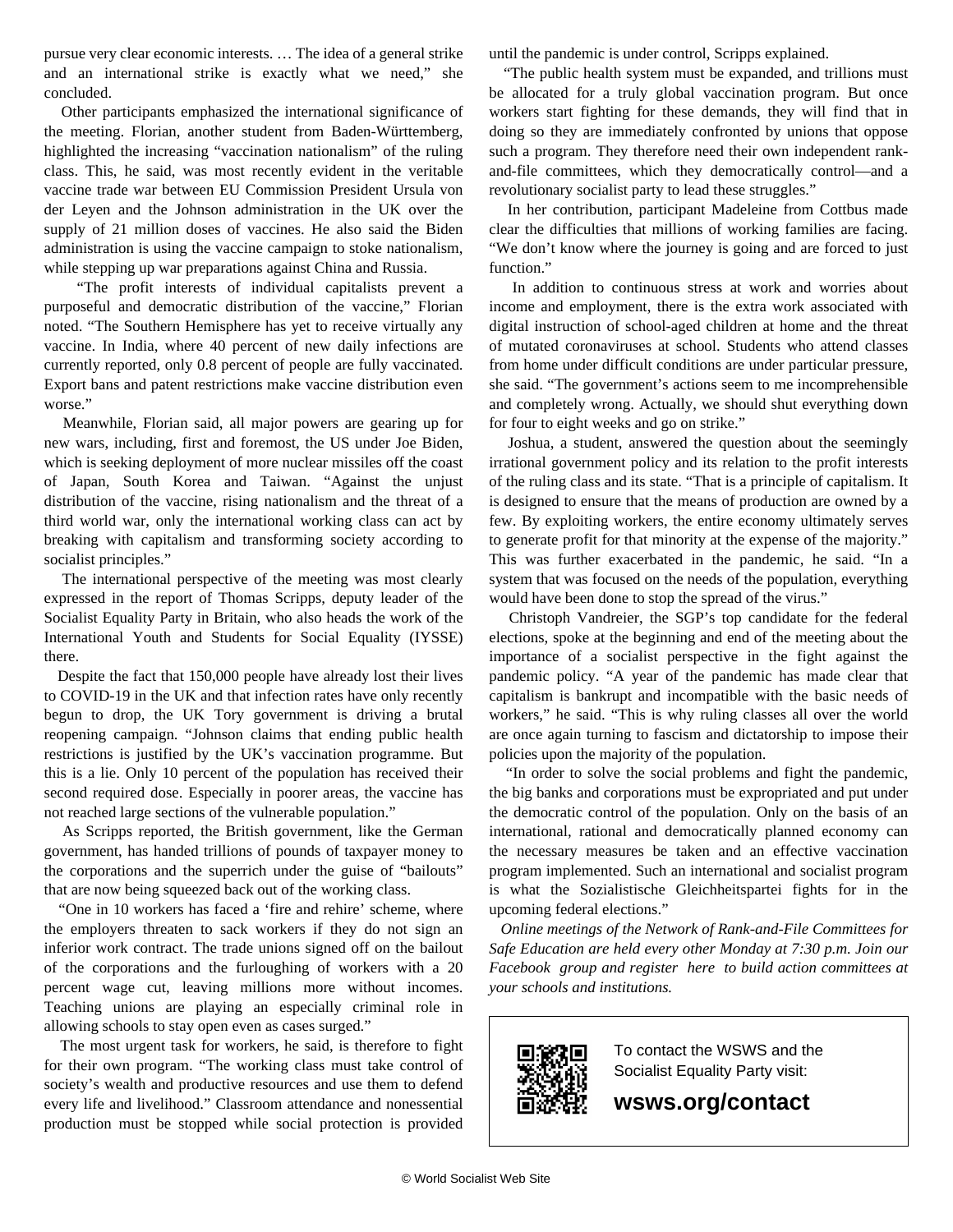pursue very clear economic interests. … The idea of a general strike and an international strike is exactly what we need," she concluded.

Other participants emphasized the international significance of the meeting. Florian, another student from Baden-Württemberg, highlighted the increasing "vaccination nationalism" of the ruling class. This, he said, was most recently evident in the veritable vaccine trade war between EU Commission President Ursula von der Leyen and the Johnson administration in the UK over the supply of 21 million doses of vaccines. He also said the Biden administration is using the vaccine campaign to stoke nationalism, while stepping up war preparations against China and Russia.

"The profit interests of individual capitalists prevent a purposeful and democratic distribution of the vaccine," Florian noted. "The Southern Hemisphere has yet to receive virtually any vaccine. In India, where 40 percent of new daily infections are currently reported, only 0.8 percent of people are fully vaccinated. Export bans and patent restrictions make vaccine distribution even worse."

Meanwhile, Florian said, all major powers are gearing up for new wars, including, first and foremost, the US under Joe Biden, which is seeking deployment of more nuclear missiles off the coast of Japan, South Korea and Taiwan. "Against the unjust distribution of the vaccine, rising nationalism and the threat of a third world war, only the international working class can act by breaking with capitalism and transforming society according to socialist principles."

The international perspective of the meeting was most clearly expressed in the report of Thomas Scripps, deputy leader of the Socialist Equality Party in Britain, who also heads the work of the International Youth and Students for Social Equality (IYSSE) there.

Despite the fact that 150,000 people have already lost their lives to COVID-19 in the UK and that infection rates have only recently begun to drop, the UK Tory government is driving a brutal reopening campaign. "Johnson claims that ending public health restrictions is justified by the UK's vaccination programme. But this is a lie. Only 10 percent of the population has received their second required dose. Especially in poorer areas, the vaccine has not reached large sections of the vulnerable population."

As Scripps reported, the British government, like the German government, has handed trillions of pounds of taxpayer money to the corporations and the superrich under the guise of "bailouts" that are now being squeezed back out of the working class.

"One in 10 workers has faced a 'fire and rehire' scheme, where the employers threaten to sack workers if they do not sign an inferior work contract. The trade unions signed off on the bailout of the corporations and the furloughing of workers with a 20 percent wage cut, leaving millions more without incomes. Teaching unions are playing an especially criminal role in allowing schools to stay open even as cases surged."

The most urgent task for workers, he said, is therefore to fight for their own program. "The working class must take control of society's wealth and productive resources and use them to defend every life and livelihood." Classroom attendance and nonessential production must be stopped while social protection is provided until the pandemic is under control, Scripps explained.

"The public health system must be expanded, and trillions must be allocated for a truly global vaccination program. But once workers start fighting for these demands, they will find that in doing so they are immediately confronted by unions that oppose such a program. They therefore need their own independent rank-and-file committees, which they democratically control—and a revolutionary socialist party to lead these struggles."

In her contribution, participant Madeleine from Cottbus made clear the difficulties that millions of working families are facing. "We don't know where the journey is going and are forced to just function."

In addition to continuous stress at work and worries about income and employment, there is the extra work associated with digital instruction of school-aged children at home and the threat of mutated coronaviruses at school. Students who attend classes from home under difficult conditions are under particular pressure, she said. "The government's actions seem to me incomprehensible and completely wrong. Actually, we should shut everything down for four to eight weeks and go on strike."

Joshua, a student, answered the question about the seemingly irrational government policy and its relation to the profit interests of the ruling class and its state. "That is a principle of capitalism. It is designed to ensure that the means of production are owned by a few. By exploiting workers, the entire economy ultimately serves to generate profit for that minority at the expense of the majority." This was further exacerbated in the pandemic, he said. "In a system that was focused on the needs of the population, everything would have been done to stop the spread of the virus."

Christoph Vandreier, the SGP's top candidate for the federal elections, spoke at the beginning and end of the meeting about the importance of a socialist perspective in the fight against the pandemic policy. "A year of the pandemic has made clear that capitalism is bankrupt and incompatible with the basic needs of workers," he said. "This is why ruling classes all over the world are once again turning to fascism and dictatorship to impose their policies upon the majority of the population.

"In order to solve the social problems and fight the pandemic, the big banks and corporations must be expropriated and put under the democratic control of the population. Only on the basis of an international, rational and democratically planned economy can the necessary measures be taken and an effective vaccination program implemented. Such an international and socialist program is what the Sozialistische Gleichheitspartei fights for in the upcoming federal elections."

*Online meetings of the Network of Rank-and-File Committees for Safe Education are held every other Monday at 7:30 p.m. Join our Facebook group and register here to build action committees at your schools and institutions.*

To contact the WSWS and the Socialist Equality Party visit:

**wsws.org/contact**